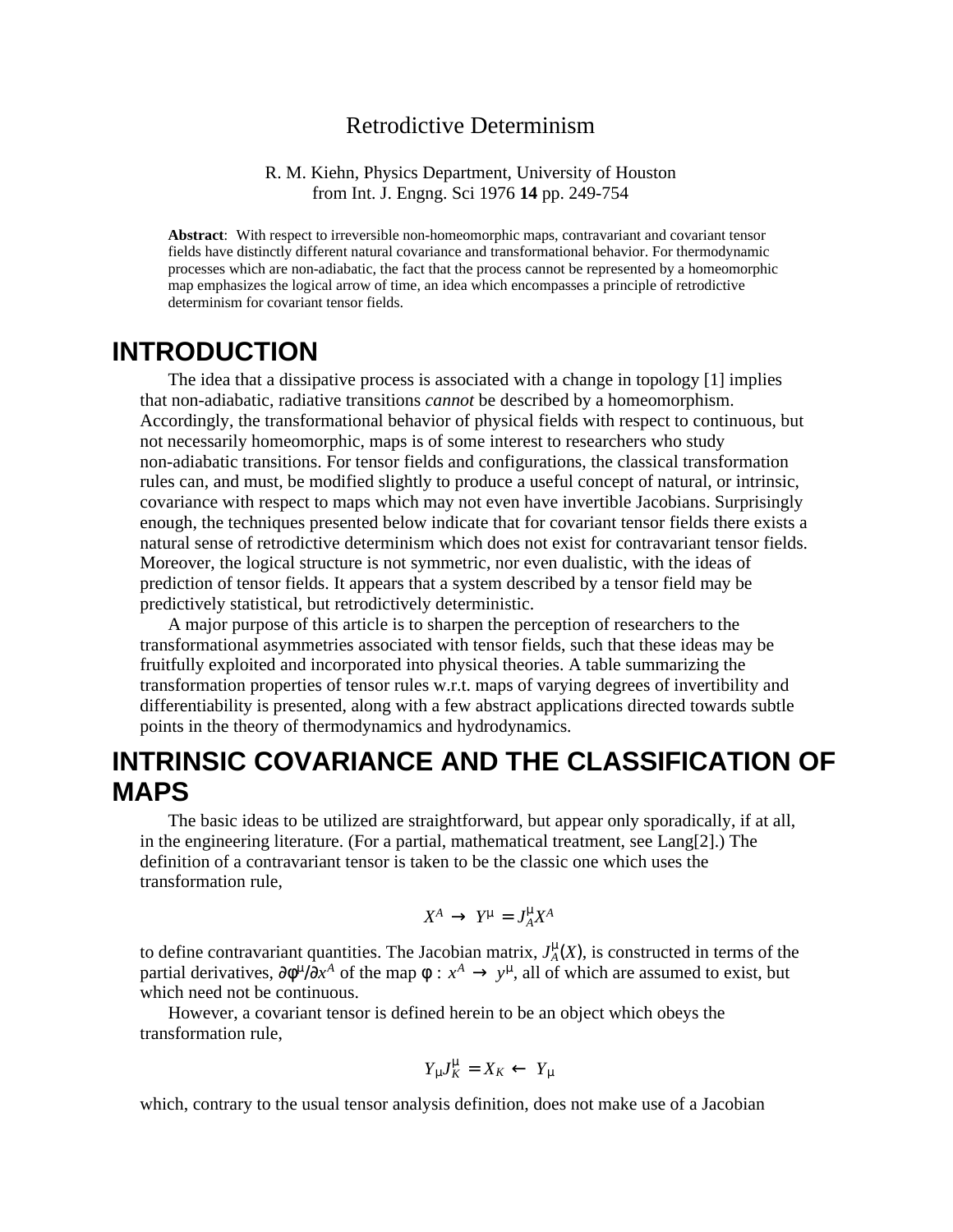# Retrodictive Determinism

R. M. Kiehn, Physics Department, University of Houston
from Int. J. Engng. Sci 1976 **14** pp. 249-754

**Abstract**: With respect to irreversible non-homeomorphic maps, contravariant and covariant tensor fields have distinctly different natural covariance and transformational behavior. For thermodynamic processes which are non-adiabatic, the fact that the process cannot be represented by a homeomorphic map emphasizes the logical arrow of time, an idea which encompasses a principle of retrodictive determinism for covariant tensor fields.

## INTRODUCTION

The idea that a dissipative process is associated with a change in topology [1] implies that non-adiabatic, radiative transitions *cannot* be described by a homeomorphism. Accordingly, the transformational behavior of physical fields with respect to continuous, but not necessarily homeomorphic, maps is of some interest to researchers who study non-adiabatic transitions. For tensor fields and configurations, the classical transformation rules can, and must, be modified slightly to produce a useful concept of natural, or intrinsic, covariance with respect to maps which may not even have invertible Jacobians. Surprisingly enough, the techniques presented below indicate that for covariant tensor fields there exists a natural sense of retrodictive determinism which does not exist for contravariant tensor fields. Moreover, the logical structure is not symmetric, nor even dualistic, with the ideas of prediction of tensor fields. It appears that a system described by a tensor field may be predictively statistical, but retrodictively deterministic.

A major purpose of this article is to sharpen the perception of researchers to the transformational asymmetries associated with tensor fields, such that these ideas may be fruitfully exploited and incorporated into physical theories. A table summarizing the transformation properties of tensor rules w.r.t. maps of varying degrees of invertibility and differentiability is presented, along with a few abstract applications directed towards subtle points in the theory of thermodynamics and hydrodynamics.

## INTRINSIC COVARIANCE AND THE CLASSIFICATION OF MAPS

The basic ideas to be utilized are straightforward, but appear only sporadically, if at all, in the engineering literature. (For a partial, mathematical treatment, see Lang[2].) The definition of a contravariant tensor is taken to be the classic one which uses the transformation rule,

$$X^A \to Y^\mu = J^\mu_A X^A$$

to define contravariant quantities. The Jacobian matrix, $J^\mu_A(X)$, is constructed in terms of the partial derivatives, $\partial\phi^\mu/\partial x^A$ of the map $\phi : x^A \to y^\mu$, all of which are assumed to exist, but which need not be continuous.

However, a covariant tensor is defined herein to be an object which obeys the transformation rule,

$$Y_\mu J^\mu_K = X_K \leftarrow Y_\mu$$

which, contrary to the usual tensor analysis definition, does not make use of a Jacobian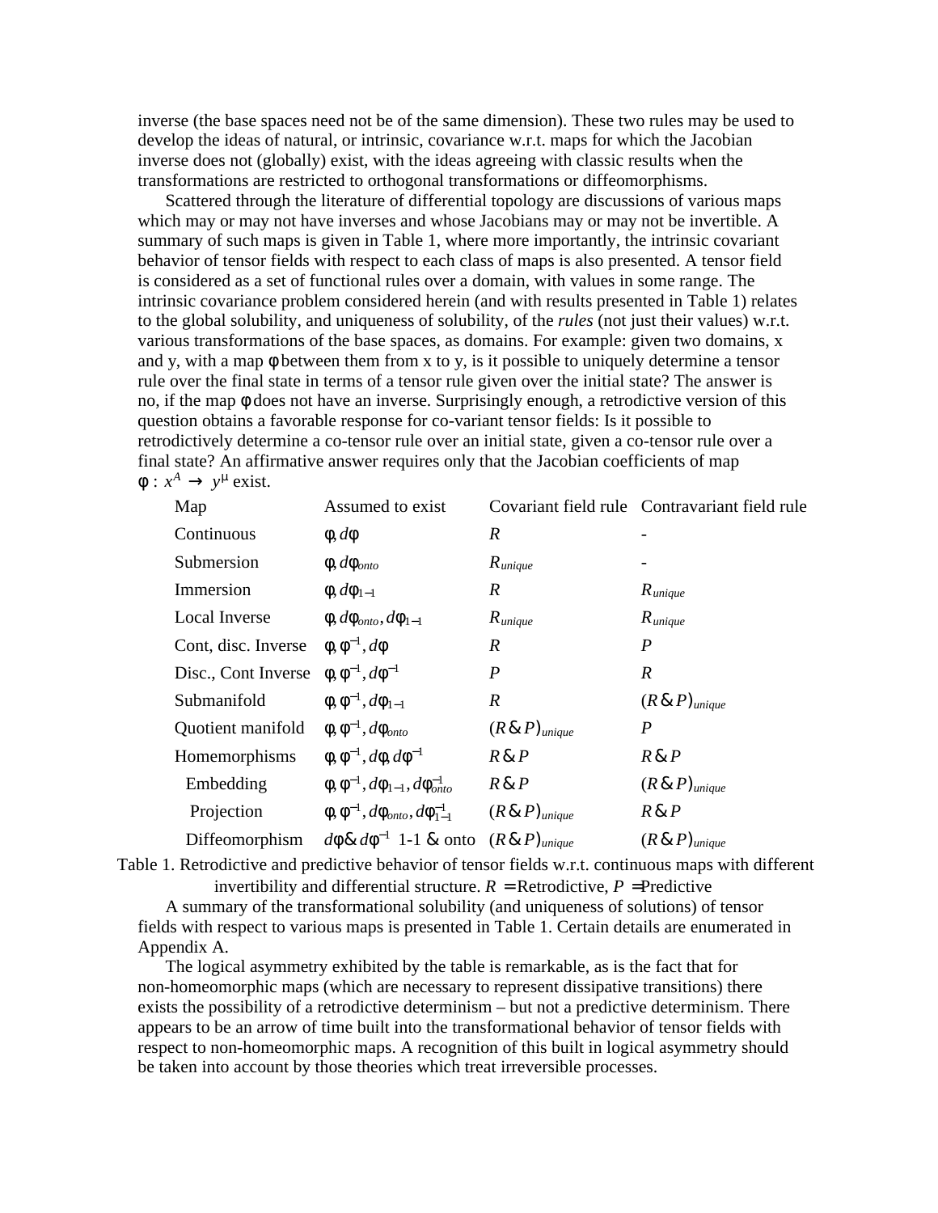inverse (the base spaces need not be of the same dimension). These two rules may be used to develop the ideas of natural, or intrinsic, covariance w.r.t. maps for which the Jacobian inverse does not (globally) exist, with the ideas agreeing with classic results when the transformations are restricted to orthogonal transformations or diffeomorphisms.

Scattered through the literature of differential topology are discussions of various maps which may or may not have inverses and whose Jacobians may or may not be invertible. A summary of such maps is given in Table 1, where more importantly, the intrinsic covariant behavior of tensor fields with respect to each class of maps is also presented. A tensor field is considered as a set of functional rules over a domain, with values in some range. The intrinsic covariance problem considered herein (and with results presented in Table 1) relates to the global solubility, and uniqueness of solubility, of the *rules* (not just their values) w.r.t. various transformations of the base spaces, as domains. For example: given two domains, x and y, with a map φ between them from x to y, is it possible to uniquely determine a tensor rule over the final state in terms of a tensor rule given over the initial state? The answer is no, if the map φ does not have an inverse. Surprisingly enough, a retrodictive version of this question obtains a favorable response for co-variant tensor fields: Is it possible to retrodictively determine a co-tensor rule over an initial state, given a co-tensor rule over a final state? An affirmative answer requires only that the Jacobian coefficients of map $\phi : x^A \to y^\mu$ exist.

| Map | Assumed to exist | Covariant field rule | Contravariant field rule |
|---|---|---|---|
| Continuous | $\phi, d\phi$ | $R$ | - |
| Submersion | $\phi, d\phi_{onto}$ | $R_{unique}$ | - |
| Immersion | $\phi, d\phi_{1-1}$ | $R$ | $R_{unique}$ |
| Local Inverse | $\phi, d\phi_{onto}, d\phi_{1-1}$ | $R_{unique}$ | $R_{unique}$ |
| Cont, disc. Inverse | $\phi, \phi^{-1}, d\phi$ | $R$ | $P$ |
| Disc., Cont Inverse | $\phi, \phi^{-1}, d\phi^{-1}$ | $P$ | $R$ |
| Submanifold | $\phi, \phi^{-1}, d\phi_{1-1}$ | $R$ | $(R \,\&\, P)_{unique}$ |
| Quotient manifold | $\phi, \phi^{-1}, d\phi_{onto}$ | $(R \,\&\, P)_{unique}$ | $P$ |
| Homemorphisms | $\phi, \phi^{-1}, d\phi, d\phi^{-1}$ | $R \,\&\, P$ | $R \,\&\, P$ |
| Embedding | $\phi, \phi^{-1}, d\phi_{1-1}, d\phi^{-1}_{onto}$ | $R \,\&\, P$ | $(R \,\&\, P)_{unique}$ |
| Projection | $\phi, \phi^{-1}, d\phi_{onto}, d\phi^{-1}_{1-1}$ | $(R \,\&\, P)_{unique}$ | $R \,\&\, P$ |
| Diffeomorphism | $d\phi \,\&\, d\phi^{-1}$ 1-1 & onto | $(R \,\&\, P)_{unique}$ | $(R \,\&\, P)_{unique}$ |

Table 1. Retrodictive and predictive behavior of tensor fields w.r.t. continuous maps with different invertibility and differential structure. $R$ = Retrodictive, $P$ = Predictive

A summary of the transformational solubility (and uniqueness of solutions) of tensor fields with respect to various maps is presented in Table 1. Certain details are enumerated in Appendix A.

The logical asymmetry exhibited by the table is remarkable, as is the fact that for non-homeomorphic maps (which are necessary to represent dissipative transitions) there exists the possibility of a retrodictive determinism – but not a predictive determinism. There appears to be an arrow of time built into the transformational behavior of tensor fields with respect to non-homeomorphic maps. A recognition of this built in logical asymmetry should be taken into account by those theories which treat irreversible processes.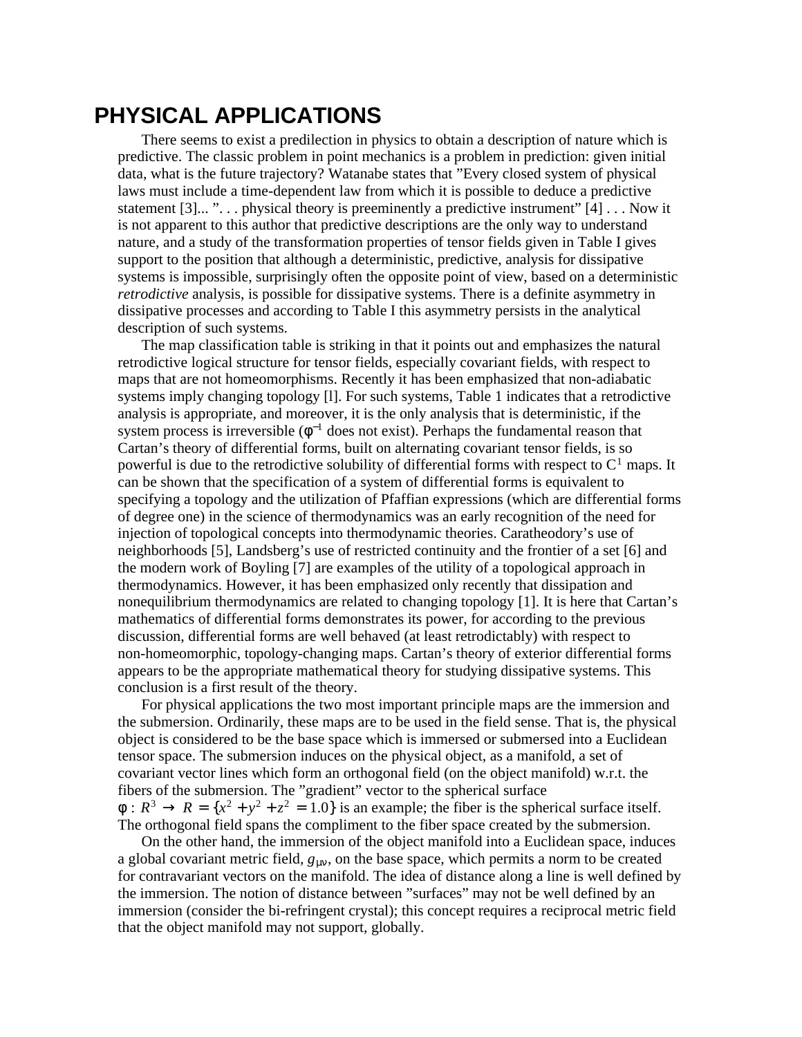# PHYSICAL APPLICATIONS

There seems to exist a predilection in physics to obtain a description of nature which is predictive. The classic problem in point mechanics is a problem in prediction: given initial data, what is the future trajectory? Watanabe states that "Every closed system of physical laws must include a time-dependent law from which it is possible to deduce a predictive statement [3]... ". . . physical theory is preeminently a predictive instrument" [4] . . . Now it is not apparent to this author that predictive descriptions are the only way to understand nature, and a study of the transformation properties of tensor fields given in Table I gives support to the position that although a deterministic, predictive, analysis for dissipative systems is impossible, surprisingly often the opposite point of view, based on a deterministic *retrodictive* analysis, is possible for dissipative systems. There is a definite asymmetry in dissipative processes and according to Table I this asymmetry persists in the analytical description of such systems.

The map classification table is striking in that it points out and emphasizes the natural retrodictive logical structure for tensor fields, especially covariant fields, with respect to maps that are not homeomorphisms. Recently it has been emphasized that non-adiabatic systems imply changing topology [l]. For such systems, Table 1 indicates that a retrodictive analysis is appropriate, and moreover, it is the only analysis that is deterministic, if the system process is irreversible ($\phi^{-1}$ does not exist). Perhaps the fundamental reason that Cartan's theory of differential forms, built on alternating covariant tensor fields, is so powerful is due to the retrodictive solubility of differential forms with respect to $C^1$ maps. It can be shown that the specification of a system of differential forms is equivalent to specifying a topology and the utilization of Pfaffian expressions (which are differential forms of degree one) in the science of thermodynamics was an early recognition of the need for injection of topological concepts into thermodynamic theories. Caratheodory's use of neighborhoods [5], Landsberg's use of restricted continuity and the frontier of a set [6] and the modern work of Boyling [7] are examples of the utility of a topological approach in thermodynamics. However, it has been emphasized only recently that dissipation and nonequilibrium thermodynamics are related to changing topology [1]. It is here that Cartan's mathematics of differential forms demonstrates its power, for according to the previous discussion, differential forms are well behaved (at least retrodictably) with respect to non-homeomorphic, topology-changing maps. Cartan's theory of exterior differential forms appears to be the appropriate mathematical theory for studying dissipative systems. This conclusion is a first result of the theory.

For physical applications the two most important principle maps are the immersion and the submersion. Ordinarily, these maps are to be used in the field sense. That is, the physical object is considered to be the base space which is immersed or submersed into a Euclidean tensor space. The submersion induces on the physical object, as a manifold, a set of covariant vector lines which form an orthogonal field (on the object manifold) w.r.t. the fibers of the submersion. The "gradient" vector to the spherical surface $\phi : R^3 \rightarrow R = \{x^2 + y^2 + z^2 = 1.0\}$ is an example; the fiber is the spherical surface itself. The orthogonal field spans the compliment to the fiber space created by the submersion.

On the other hand, the immersion of the object manifold into a Euclidean space, induces a global covariant metric field, $g_{\mu\nu}$, on the base space, which permits a norm to be created for contravariant vectors on the manifold. The idea of distance along a line is well defined by the immersion. The notion of distance between "surfaces" may not be well defined by an immersion (consider the bi-refringent crystal); this concept requires a reciprocal metric field that the object manifold may not support, globally.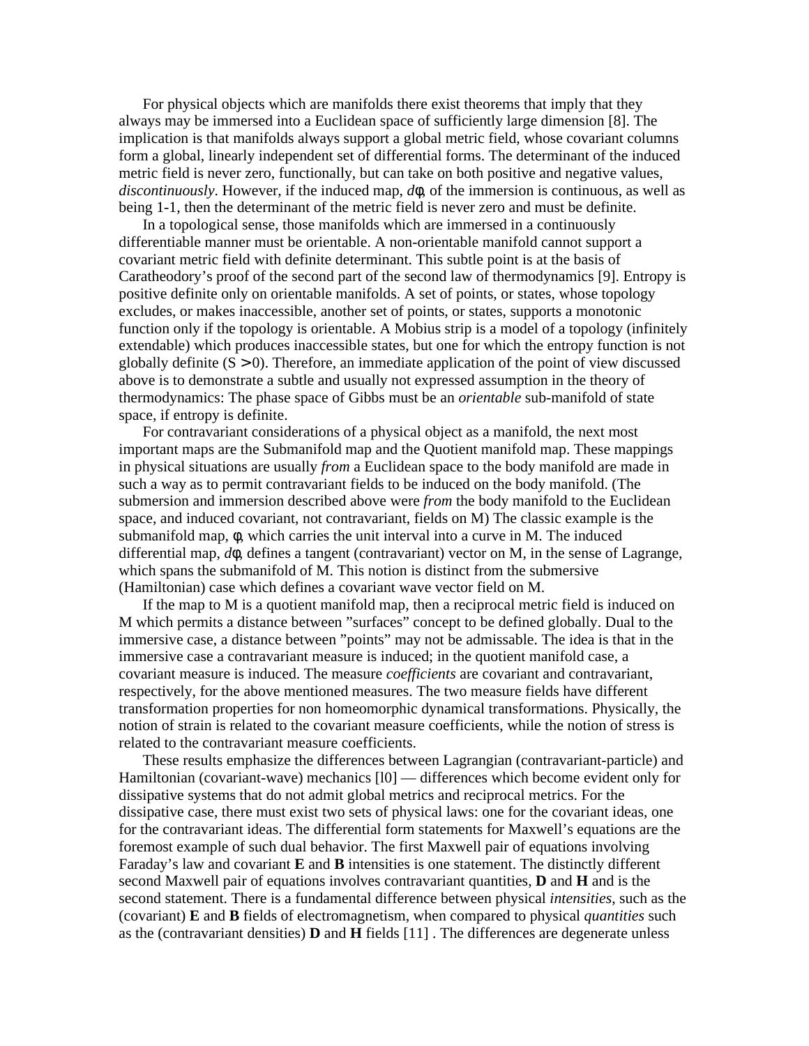For physical objects which are manifolds there exist theorems that imply that they always may be immersed into a Euclidean space of sufficiently large dimension [8]. The implication is that manifolds always support a global metric field, whose covariant columns form a global, linearly independent set of differential forms. The determinant of the induced metric field is never zero, functionally, but can take on both positive and negative values, *discontinuously*. However, if the induced map, $d\phi$, of the immersion is continuous, as well as being 1-1, then the determinant of the metric field is never zero and must be definite.

In a topological sense, those manifolds which are immersed in a continuously differentiable manner must be orientable. A non-orientable manifold cannot support a covariant metric field with definite determinant. This subtle point is at the basis of Caratheodory's proof of the second part of the second law of thermodynamics [9]. Entropy is positive definite only on orientable manifolds. A set of points, or states, whose topology excludes, or makes inaccessible, another set of points, or states, supports a monotonic function only if the topology is orientable. A Mobius strip is a model of a topology (infinitely extendable) which produces inaccessible states, but one for which the entropy function is not globally definite ($S > 0$). Therefore, an immediate application of the point of view discussed above is to demonstrate a subtle and usually not expressed assumption in the theory of thermodynamics: The phase space of Gibbs must be an *orientable* sub-manifold of state space, if entropy is definite.

For contravariant considerations of a physical object as a manifold, the next most important maps are the Submanifold map and the Quotient manifold map. These mappings in physical situations are usually *from* a Euclidean space to the body manifold are made in such a way as to permit contravariant fields to be induced on the body manifold. (The submersion and immersion described above were *from* the body manifold to the Euclidean space, and induced covariant, not contravariant, fields on M) The classic example is the submanifold map, $\phi$, which carries the unit interval into a curve in M. The induced differential map, $d\phi$, defines a tangent (contravariant) vector on M, in the sense of Lagrange, which spans the submanifold of M. This notion is distinct from the submersive (Hamiltonian) case which defines a covariant wave vector field on M.

If the map to M is a quotient manifold map, then a reciprocal metric field is induced on M which permits a distance between "surfaces" concept to be defined globally. Dual to the immersive case, a distance between "points" may not be admissable. The idea is that in the immersive case a contravariant measure is induced; in the quotient manifold case, a covariant measure is induced. The measure *coefficients* are covariant and contravariant, respectively, for the above mentioned measures. The two measure fields have different transformation properties for non homeomorphic dynamical transformations. Physically, the notion of strain is related to the covariant measure coefficients, while the notion of stress is related to the contravariant measure coefficients.

These results emphasize the differences between Lagrangian (contravariant-particle) and Hamiltonian (covariant-wave) mechanics [l0] — differences which become evident only for dissipative systems that do not admit global metrics and reciprocal metrics. For the dissipative case, there must exist two sets of physical laws: one for the covariant ideas, one for the contravariant ideas. The differential form statements for Maxwell's equations are the foremost example of such dual behavior. The first Maxwell pair of equations involving Faraday's law and covariant **E** and **B** intensities is one statement. The distinctly different second Maxwell pair of equations involves contravariant quantities, **D** and **H** and is the second statement. There is a fundamental difference between physical *intensities*, such as the (covariant) **E** and **B** fields of electromagnetism, when compared to physical *quantities* such as the (contravariant densities) **D** and **H** fields [11] . The differences are degenerate unless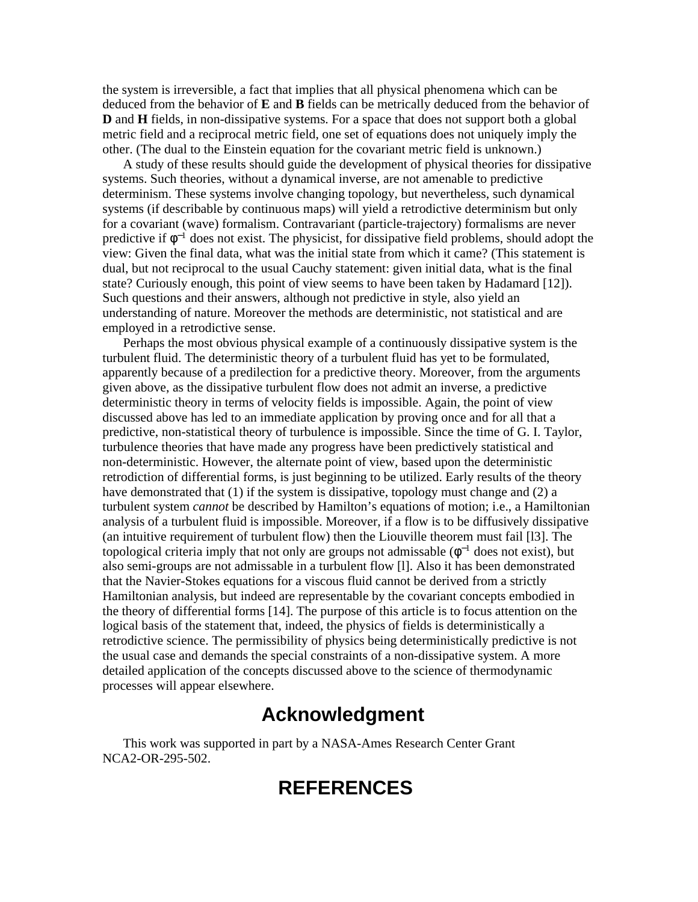the system is irreversible, a fact that implies that all physical phenomena which can be deduced from the behavior of **E** and **B** fields can be metrically deduced from the behavior of **D** and **H** fields, in non-dissipative systems. For a space that does not support both a global metric field and a reciprocal metric field, one set of equations does not uniquely imply the other. (The dual to the Einstein equation for the covariant metric field is unknown.)

A study of these results should guide the development of physical theories for dissipative systems. Such theories, without a dynamical inverse, are not amenable to predictive determinism. These systems involve changing topology, but nevertheless, such dynamical systems (if describable by continuous maps) will yield a retrodictive determinism but only for a covariant (wave) formalism. Contravariant (particle-trajectory) formalisms are never predictive if $\phi^{-1}$ does not exist. The physicist, for dissipative field problems, should adopt the view: Given the final data, what was the initial state from which it came? (This statement is dual, but not reciprocal to the usual Cauchy statement: given initial data, what is the final state? Curiously enough, this point of view seems to have been taken by Hadamard [12]). Such questions and their answers, although not predictive in style, also yield an understanding of nature. Moreover the methods are deterministic, not statistical and are employed in a retrodictive sense.

Perhaps the most obvious physical example of a continuously dissipative system is the turbulent fluid. The deterministic theory of a turbulent fluid has yet to be formulated, apparently because of a predilection for a predictive theory. Moreover, from the arguments given above, as the dissipative turbulent flow does not admit an inverse, a predictive deterministic theory in terms of velocity fields is impossible. Again, the point of view discussed above has led to an immediate application by proving once and for all that a predictive, non-statistical theory of turbulence is impossible. Since the time of G. I. Taylor, turbulence theories that have made any progress have been predictively statistical and non-deterministic. However, the alternate point of view, based upon the deterministic retrodiction of differential forms, is just beginning to be utilized. Early results of the theory have demonstrated that (1) if the system is dissipative, topology must change and (2) a turbulent system *cannot* be described by Hamilton's equations of motion; i.e., a Hamiltonian analysis of a turbulent fluid is impossible. Moreover, if a flow is to be diffusively dissipative (an intuitive requirement of turbulent flow) then the Liouville theorem must fail [l3]. The topological criteria imply that not only are groups not admissable ($\phi^{-1}$ does not exist), but also semi-groups are not admissable in a turbulent flow [l]. Also it has been demonstrated that the Navier-Stokes equations for a viscous fluid cannot be derived from a strictly Hamiltonian analysis, but indeed are representable by the covariant concepts embodied in the theory of differential forms [14]. The purpose of this article is to focus attention on the logical basis of the statement that, indeed, the physics of fields is deterministically a retrodictive science. The permissibility of physics being deterministically predictive is not the usual case and demands the special constraints of a non-dissipative system. A more detailed application of the concepts discussed above to the science of thermodynamic processes will appear elsewhere.

## Acknowledgment

This work was supported in part by a NASA-Ames Research Center Grant NCA2-OR-295-502.

## REFERENCES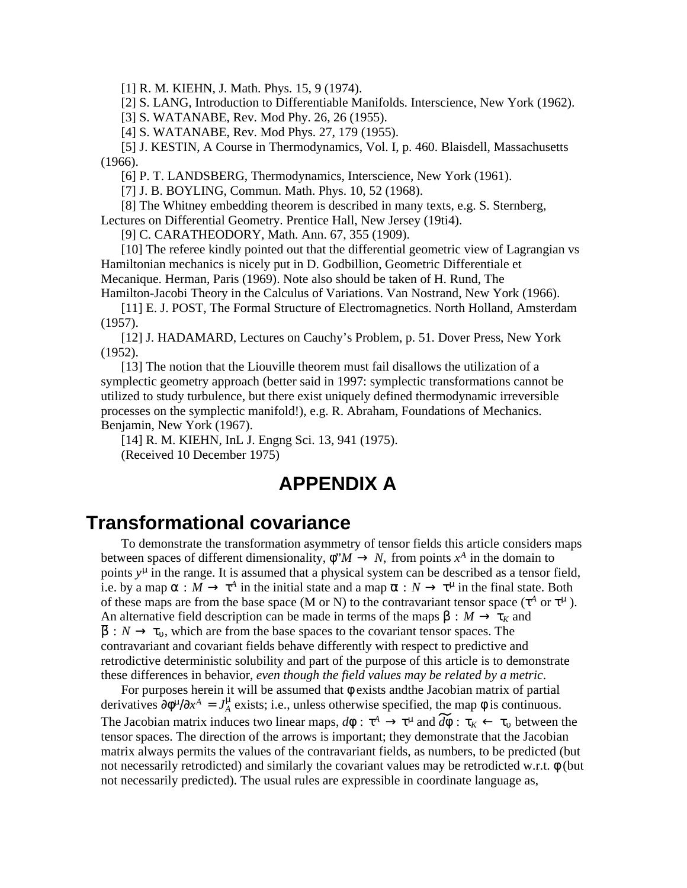[1] R. M. KIEHN, J. Math. Phys. 15, 9 (1974).

[2] S. LANG, Introduction to Differentiable Manifolds. Interscience, New York (1962).

[3] S. WATANABE, Rev. Mod Phy. 26, 26 (1955).

[4] S. WATANABE, Rev. Mod Phys. 27, 179 (1955).

[5] J. KESTIN, A Course in Thermodynamics, Vol. I, p. 460. Blaisdell, Massachusetts (1966).

[6] P. T. LANDSBERG, Thermodynamics, Interscience, New York (1961).

[7] J. B. BOYLING, Commun. Math. Phys. 10, 52 (1968).

[8] The Whitney embedding theorem is described in many texts, e.g. S. Sternberg, Lectures on Differential Geometry. Prentice Hall, New Jersey (19ti4).

[9] C. CARATHEODORY, Math. Ann. 67, 355 (1909).

[10] The referee kindly pointed out that the differential geometric view of Lagrangian vs Hamiltonian mechanics is nicely put in D. Godbillion, Geometric Differentiale et Mecanique. Herman, Paris (1969). Note also should be taken of H. Rund, The Hamilton-Jacobi Theory in the Calculus of Variations. Van Nostrand, New York (1966).

[11] E. J. POST, The Formal Structure of Electromagnetics. North Holland, Amsterdam (1957).

[12] J. HADAMARD, Lectures on Cauchy's Problem, p. 51. Dover Press, New York (1952).

[13] The notion that the Liouville theorem must fail disallows the utilization of a symplectic geometry approach (better said in 1997: symplectic transformations cannot be utilized to study turbulence, but there exist uniquely defined thermodynamic irreversible processes on the symplectic manifold!), e.g. R. Abraham, Foundations of Mechanics. Benjamin, New York (1967).

[14] R. M. KIEHN, InL J. Engng Sci. 13, 941 (1975).

(Received 10 December 1975)

# APPENDIX A

## Transformational covariance

To demonstrate the transformation asymmetry of tensor fields this article considers maps between spaces of different dimensionality, $\phi: M \rightarrow N$, from points $x^A$ in the domain to points $y^\mu$ in the range. It is assumed that a physical system can be described as a tensor field, i.e. by a map $\alpha : M \rightarrow \tau^A$ in the initial state and a map $\bar{\alpha} : N \rightarrow \tau^\mu$ in the final state. Both of these maps are from the base space (M or N) to the contravariant tensor space ($\tau^A$ or $\tau^\mu$). An alternative field description can be made in terms of the maps $\beta : M \rightarrow \tau_K$ and $\bar{\beta} : N \rightarrow \tau_\upsilon$, which are from the base spaces to the covariant tensor spaces. The contravariant and covariant fields behave differently with respect to predictive and retrodictive deterministic solubility and part of the purpose of this article is to demonstrate these differences in behavior, *even though the field values may be related by a metric*.

For purposes herein it will be assumed that $\phi$ exists andthe Jacobian matrix of partial derivatives $\partial\phi^\mu/\partial x^A = J^\mu_A$ exists; i.e., unless otherwise specified, the map $\phi$ is continuous. The Jacobian matrix induces two linear maps, $d\phi : \tau^A \rightarrow \tau^\mu$ and $\widetilde{d\phi} : \tau_K \leftarrow \tau_\upsilon$ between the tensor spaces. The direction of the arrows is important; they demonstrate that the Jacobian matrix always permits the values of the contravariant fields, as numbers, to be predicted (but not necessarily retrodicted) and similarly the covariant values may be retrodicted w.r.t. $\phi$ (but not necessarily predicted). The usual rules are expressible in coordinate language as,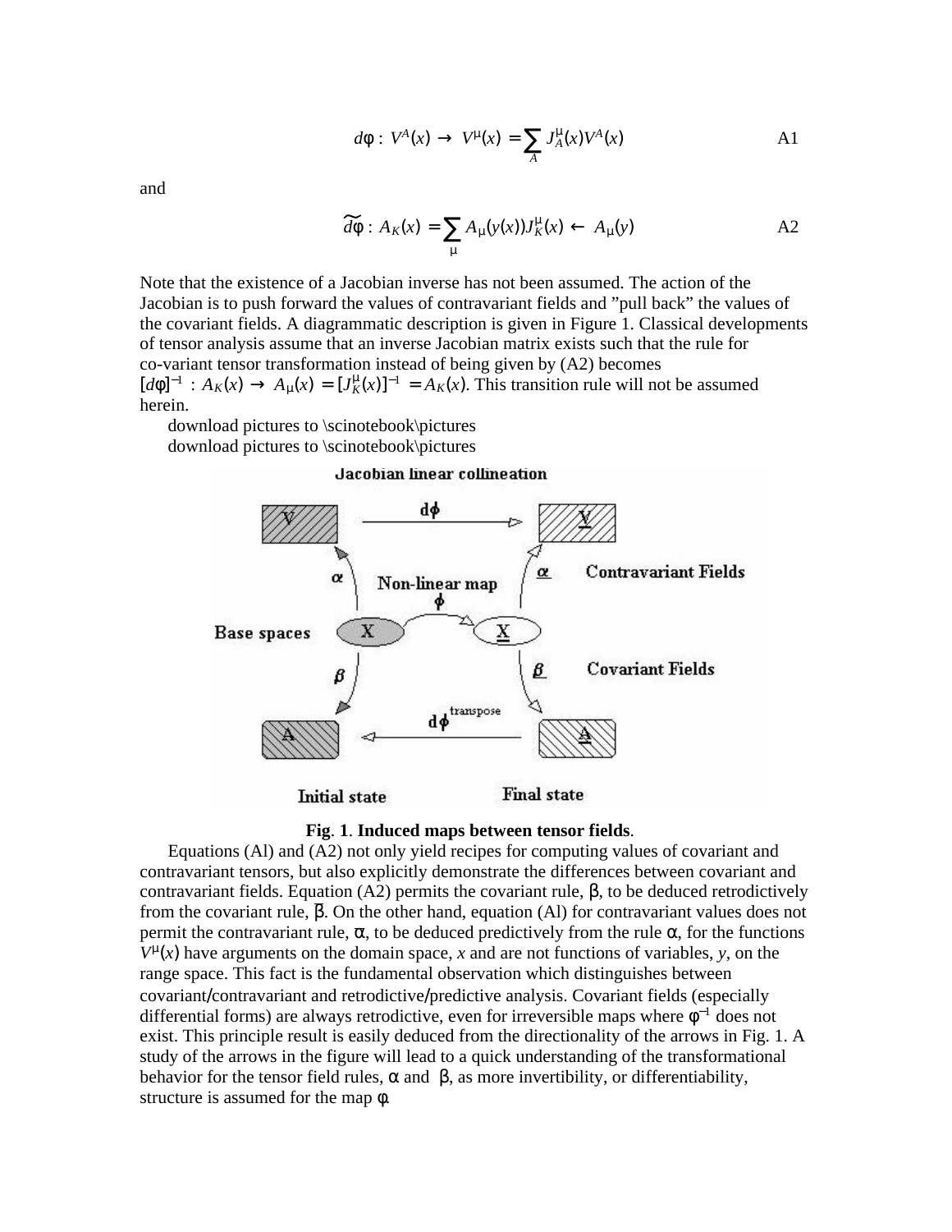$$d\varphi : V^A(x) \rightarrow V^\mu(x) = \sum_A J^\mu_A(x) V^A(x) \qquad \text{A1}$$

and

$$\widetilde{d\varphi} : A_K(x) = \sum_\mu A_\mu(y(x)) J^\mu_K(x) \leftarrow A_\mu(y) \qquad \text{A2}$$

Note that the existence of a Jacobian inverse has not been assumed. The action of the Jacobian is to push forward the values of contravariant fields and "pull back" the values of the covariant fields. A diagrammatic description is given in Figure 1. Classical developments of tensor analysis assume that an inverse Jacobian matrix exists such that the rule for co-variant tensor transformation instead of being given by (A2) becomes $[d\varphi]^{-1} : A_K(x) \rightarrow A_\mu(x) = [J^\mu_K(x)]^{-1} = A_K(x)$. This transition rule will not be assumed herein.

download pictures to \scinotebook\pictures
download pictures to \scinotebook\pictures

**Fig**. **1**. **Induced maps between tensor fields**.

Equations (Al) and (A2) not only yield recipes for computing values of covariant and contravariant tensors, but also explicitly demonstrate the differences between covariant and contravariant fields. Equation (A2) permits the covariant rule, $\beta$, to be deduced retrodictively from the covariant rule, $\overline{\beta}$. On the other hand, equation (Al) for contravariant values does not permit the contravariant rule, $\overline{\alpha}$, to be deduced predictively from the rule $\alpha$, for the functions $V^\mu(x)$ have arguments on the domain space, $x$ and are not functions of variables, $y$, on the range space. This fact is the fundamental observation which distinguishes between covariant/contravariant and retrodictive/predictive analysis. Covariant fields (especially differential forms) are always retrodictive, even for irreversible maps where $\varphi^{-1}$ does not exist. This principle result is easily deduced from the directionality of the arrows in Fig. 1. A study of the arrows in the figure will lead to a quick understanding of the transformational behavior for the tensor field rules, $\alpha$ and $\beta$, as more invertibility, or differentiability, structure is assumed for the map $\varphi$.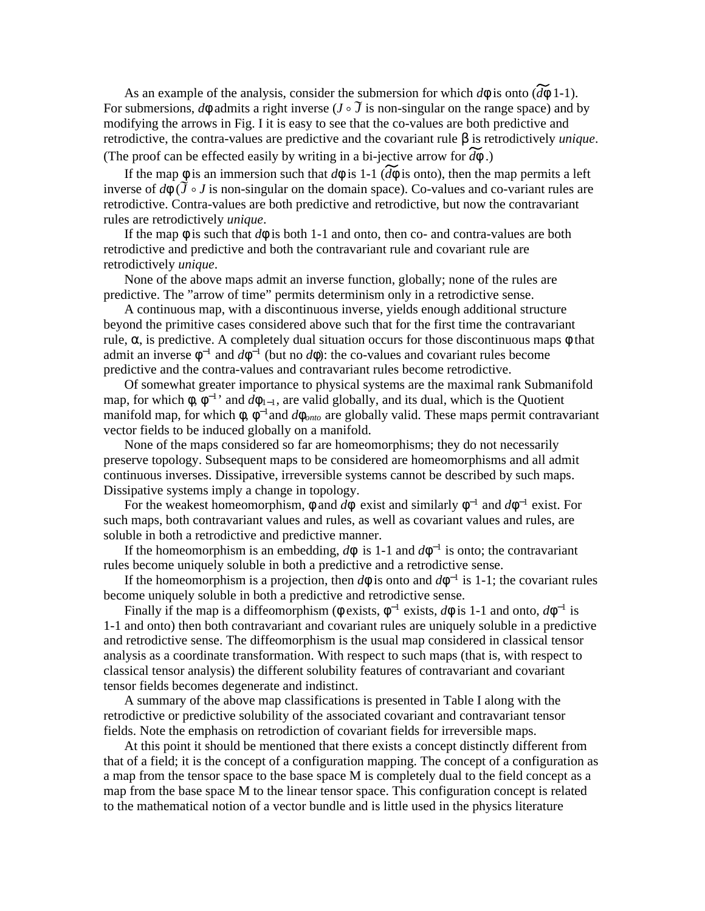As an example of the analysis, consider the submersion for which $d\phi$ is onto ($\widetilde{d\phi}$ 1-1). For submersions, $d\phi$ admits a right inverse ($J \circ \widetilde{J}$ is non-singular on the range space) and by modifying the arrows in Fig. I it is easy to see that the co-values are both predictive and retrodictive, the contra-values are predictive and the covariant rule $\beta$ is retrodictively *unique*. (The proof can be effected easily by writing in a bi-jective arrow for $\widetilde{d\phi}$.)

If the map $\phi$ is an immersion such that $d\phi$ is 1-1 ($\widetilde{d\phi}$ is onto), then the map permits a left inverse of $d\phi$ ($\widetilde{J} \circ J$ is non-singular on the domain space). Co-values and co-variant rules are retrodictive. Contra-values are both predictive and retrodictive, but now the contravariant rules are retrodictively *unique*.

If the map $\phi$ is such that $d\phi$ is both 1-1 and onto, then co- and contra-values are both retrodictive and predictive and both the contravariant rule and covariant rule are retrodictively *unique*.

None of the above maps admit an inverse function, globally; none of the rules are predictive. The "arrow of time" permits determinism only in a retrodictive sense.

A continuous map, with a discontinuous inverse, yields enough additional structure beyond the primitive cases considered above such that for the first time the contravariant rule, $\alpha$, is predictive. A completely dual situation occurs for those discontinuous maps $\phi$ that admit an inverse $\phi^{-1}$ and $d\phi^{-1}$ (but no $d\phi$): the co-values and covariant rules become predictive and the contra-values and contravariant rules become retrodictive.

Of somewhat greater importance to physical systems are the maximal rank Submanifold map, for which $\phi$, $\phi^{-1}$, and $d\phi_{1-1}$, are valid globally, and its dual, which is the Quotient manifold map, for which $\phi$, $\phi^{-1}$ and $d\phi_{onto}$ are globally valid. These maps permit contravariant vector fields to be induced globally on a manifold.

None of the maps considered so far are homeomorphisms; they do not necessarily preserve topology. Subsequent maps to be considered are homeomorphisms and all admit continuous inverses. Dissipative, irreversible systems cannot be described by such maps. Dissipative systems imply a change in topology.

For the weakest homeomorphism, $\phi$ and $d\phi$ exist and similarly $\phi^{-1}$ and $d\phi^{-1}$ exist. For such maps, both contravariant values and rules, as well as covariant values and rules, are soluble in both a retrodictive and predictive manner.

If the homeomorphism is an embedding, $d\phi$ is 1-1 and $d\phi^{-1}$ is onto; the contravariant rules become uniquely soluble in both a predictive and a retrodictive sense.

If the homeomorphism is a projection, then $d\phi$ is onto and $d\phi^{-1}$ is 1-1; the covariant rules become uniquely soluble in both a predictive and retrodictive sense.

Finally if the map is a diffeomorphism ($\phi$ exists, $\phi^{-1}$ exists, $d\phi$ is 1-1 and onto, $d\phi^{-1}$ is 1-1 and onto) then both contravariant and covariant rules are uniquely soluble in a predictive and retrodictive sense. The diffeomorphism is the usual map considered in classical tensor analysis as a coordinate transformation. With respect to such maps (that is, with respect to classical tensor analysis) the different solubility features of contravariant and covariant tensor fields becomes degenerate and indistinct.

A summary of the above map classifications is presented in Table I along with the retrodictive or predictive solubility of the associated covariant and contravariant tensor fields. Note the emphasis on retrodiction of covariant fields for irreversible maps.

At this point it should be mentioned that there exists a concept distinctly different from that of a field; it is the concept of a configuration mapping. The concept of a configuration as a map from the tensor space to the base space M is completely dual to the field concept as a map from the base space M to the linear tensor space. This configuration concept is related to the mathematical notion of a vector bundle and is little used in the physics literature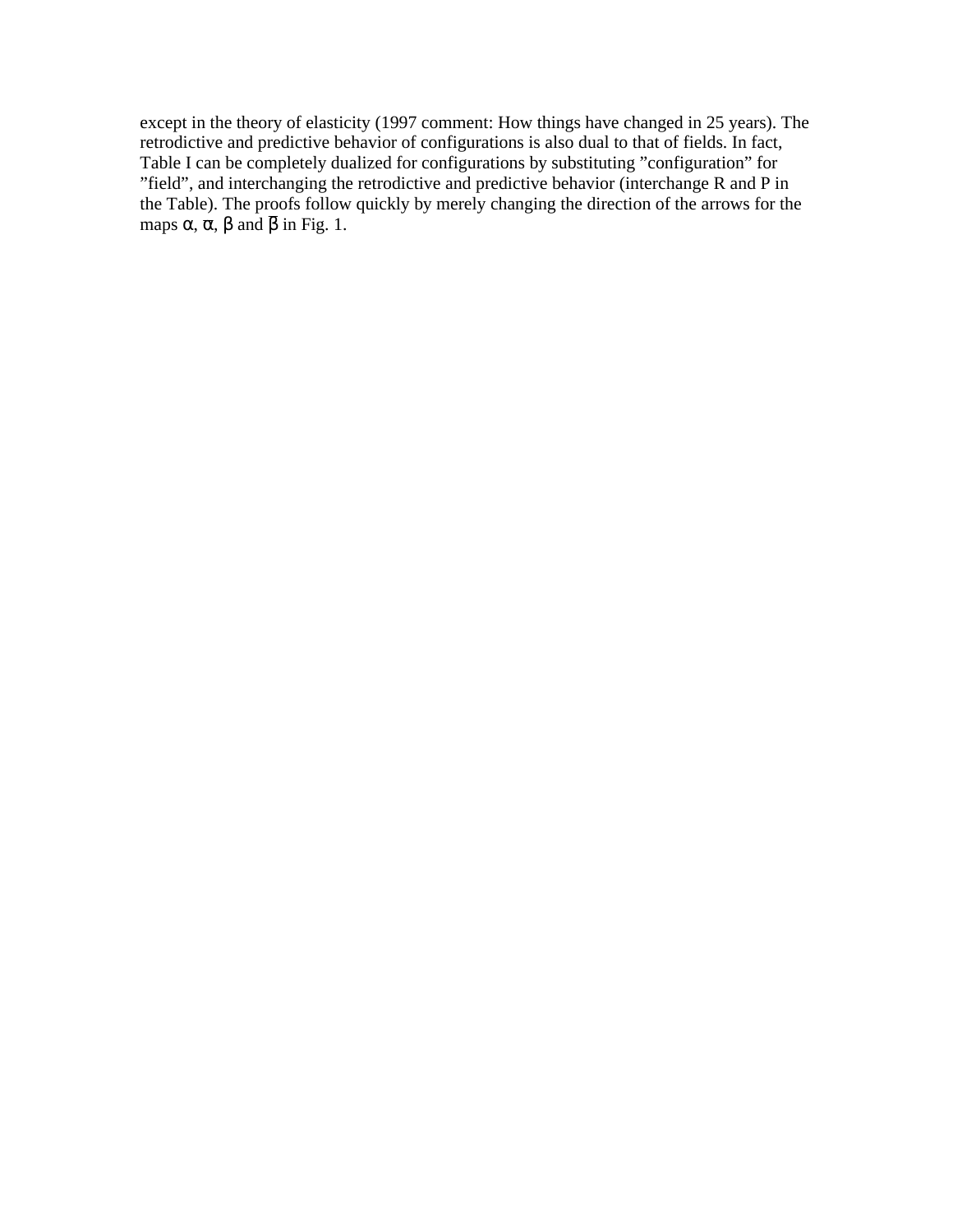except in the theory of elasticity (1997 comment: How things have changed in 25 years). The retrodictive and predictive behavior of configurations is also dual to that of fields. In fact, Table I can be completely dualized for configurations by substituting ”configuration” for ”field”, and interchanging the retrodictive and predictive behavior (interchange R and P in the Table). The proofs follow quickly by merely changing the direction of the arrows for the maps $\alpha$, $\bar{\alpha}$, $\beta$ and $\bar{\beta}$ in Fig. 1.